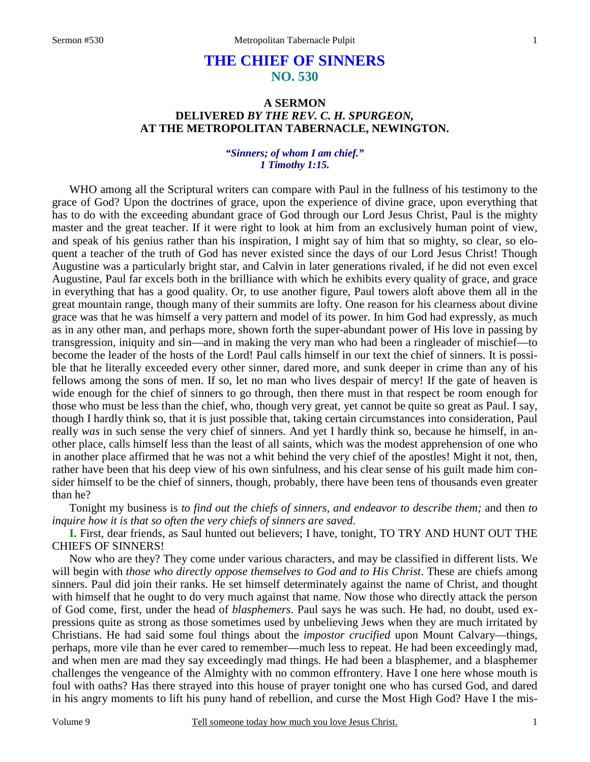# THE CHIEF OF SINNERS
## NO. 530

### A SERMON
### DELIVERED *BY THE REV. C. H. SPURGEON,*
### AT THE METROPOLITAN TABERNACLE, NEWINGTON.

***"Sinners; of whom I am chief." 1 Timothy 1:15.***

WHO among all the Scriptural writers can compare with Paul in the fullness of his testimony to the grace of God? Upon the doctrines of grace, upon the experience of divine grace, upon everything that has to do with the exceeding abundant grace of God through our Lord Jesus Christ, Paul is the mighty master and the great teacher. If it were right to look at him from an exclusively human point of view, and speak of his genius rather than his inspiration, I might say of him that so mighty, so clear, so eloquent a teacher of the truth of God has never existed since the days of our Lord Jesus Christ! Though Augustine was a particularly bright star, and Calvin in later generations rivaled, if he did not even excel Augustine, Paul far excels both in the brilliance with which he exhibits every quality of grace, and grace in everything that has a good quality. Or, to use another figure, Paul towers aloft above them all in the great mountain range, though many of their summits are lofty. One reason for his clearness about divine grace was that he was himself a very pattern and model of its power. In him God had expressly, as much as in any other man, and perhaps more, shown forth the super-abundant power of His love in passing by transgression, iniquity and sin—and in making the very man who had been a ringleader of mischief—to become the leader of the hosts of the Lord! Paul calls himself in our text the chief of sinners. It is possible that he literally exceeded every other sinner, dared more, and sunk deeper in crime than any of his fellows among the sons of men. If so, let no man who lives despair of mercy! If the gate of heaven is wide enough for the chief of sinners to go through, then there must in that respect be room enough for those who must be less than the chief, who, though very great, yet cannot be quite so great as Paul. I say, though I hardly think so, that it is just possible that, taking certain circumstances into consideration, Paul really *was* in such sense the very chief of sinners. And yet I hardly think so, because he himself, in another place, calls himself less than the least of all saints, which was the modest apprehension of one who in another place affirmed that he was not a whit behind the very chief of the apostles! Might it not, then, rather have been that his deep view of his own sinfulness, and his clear sense of his guilt made him consider himself to be the chief of sinners, though, probably, there have been tens of thousands even greater than he?

Tonight my business is *to find out the chiefs of sinners, and endeavor to describe them;* and then *to inquire how it is that so often the very chiefs of sinners are saved*.

**I.** First, dear friends, as Saul hunted out believers; I have, tonight, TO TRY AND HUNT OUT THE CHIEFS OF SINNERS!

Now who are they? They come under various characters, and may be classified in different lists. We will begin with *those who directly oppose themselves to God and to His Christ*. These are chiefs among sinners. Paul did join their ranks. He set himself determinately against the name of Christ, and thought with himself that he ought to do very much against that name. Now those who directly attack the person of God come, first, under the head of *blasphemers*. Paul says he was such. He had, no doubt, used expressions quite as strong as those sometimes used by unbelieving Jews when they are much irritated by Christians. He had said some foul things about the *impostor crucified* upon Mount Calvary—things, perhaps, more vile than he ever cared to remember—much less to repeat. He had been exceedingly mad, and when men are mad they say exceedingly mad things. He had been a blasphemer, and a blasphemer challenges the vengeance of the Almighty with no common effrontery. Have I one here whose mouth is foul with oaths? Has there strayed into this house of prayer tonight one who has cursed God, and dared in his angry moments to lift his puny hand of rebellion, and curse the Most High God? Have I the mis-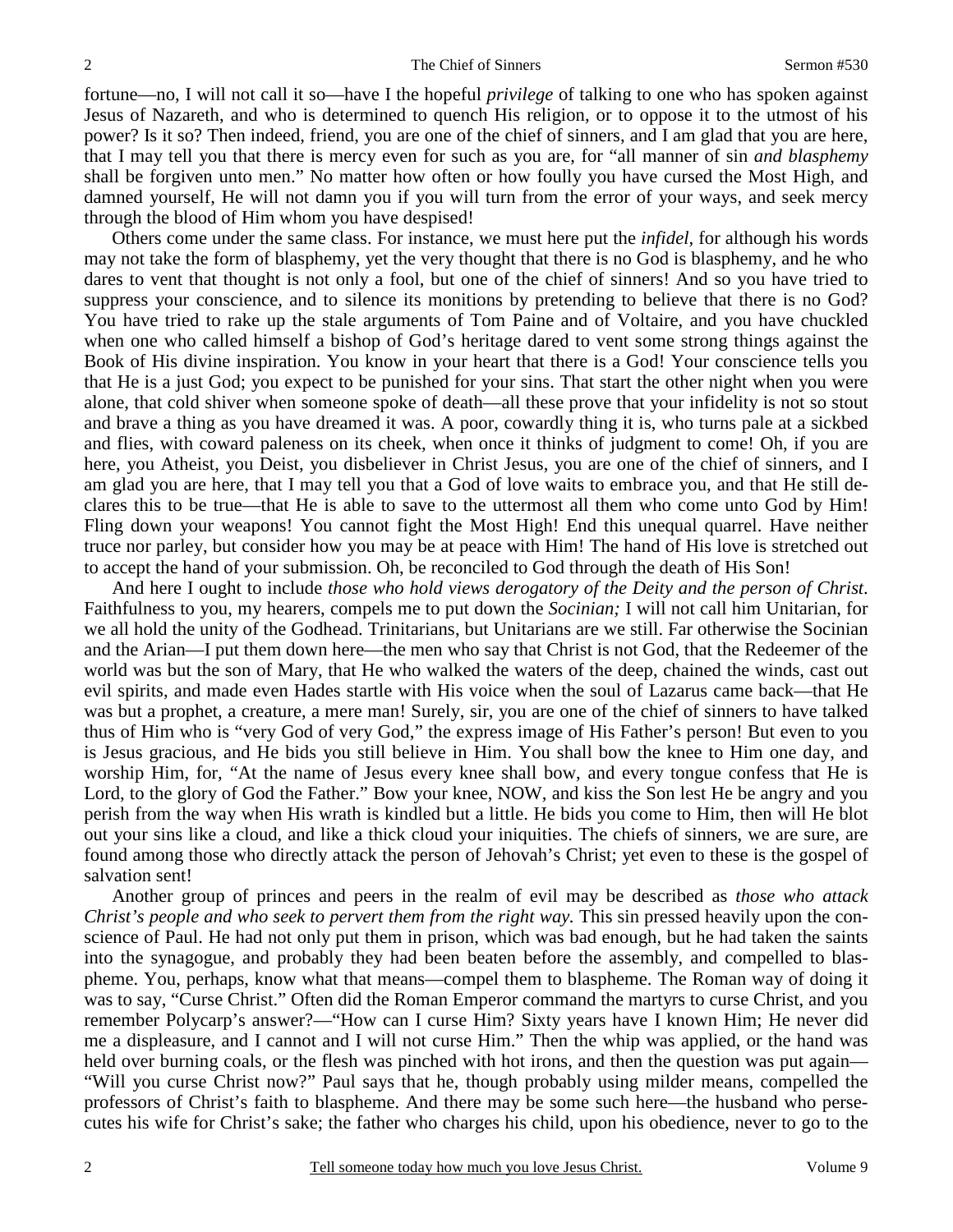fortune—no, I will not call it so—have I the hopeful *privilege* of talking to one who has spoken against Jesus of Nazareth, and who is determined to quench His religion, or to oppose it to the utmost of his power? Is it so? Then indeed, friend, you are one of the chief of sinners, and I am glad that you are here, that I may tell you that there is mercy even for such as you are, for "all manner of sin *and blasphemy* shall be forgiven unto men." No matter how often or how foully you have cursed the Most High, and damned yourself, He will not damn you if you will turn from the error of your ways, and seek mercy through the blood of Him whom you have despised!

Others come under the same class. For instance, we must here put the *infidel,* for although his words may not take the form of blasphemy, yet the very thought that there is no God is blasphemy, and he who dares to vent that thought is not only a fool, but one of the chief of sinners! And so you have tried to suppress your conscience, and to silence its monitions by pretending to believe that there is no God? You have tried to rake up the stale arguments of Tom Paine and of Voltaire, and you have chuckled when one who called himself a bishop of God's heritage dared to vent some strong things against the Book of His divine inspiration. You know in your heart that there is a God! Your conscience tells you that He is a just God; you expect to be punished for your sins. That start the other night when you were alone, that cold shiver when someone spoke of death—all these prove that your infidelity is not so stout and brave a thing as you have dreamed it was. A poor, cowardly thing it is, who turns pale at a sickbed and flies, with coward paleness on its cheek, when once it thinks of judgment to come! Oh, if you are here, you Atheist, you Deist, you disbeliever in Christ Jesus, you are one of the chief of sinners, and I am glad you are here, that I may tell you that a God of love waits to embrace you, and that He still declares this to be true—that He is able to save to the uttermost all them who come unto God by Him! Fling down your weapons! You cannot fight the Most High! End this unequal quarrel. Have neither truce nor parley, but consider how you may be at peace with Him! The hand of His love is stretched out to accept the hand of your submission. Oh, be reconciled to God through the death of His Son!

And here I ought to include *those who hold views derogatory of the Deity and the person of Christ*. Faithfulness to you, my hearers, compels me to put down the *Socinian;* I will not call him Unitarian, for we all hold the unity of the Godhead. Trinitarians, but Unitarians are we still. Far otherwise the Socinian and the Arian—I put them down here—the men who say that Christ is not God, that the Redeemer of the world was but the son of Mary, that He who walked the waters of the deep, chained the winds, cast out evil spirits, and made even Hades startle with His voice when the soul of Lazarus came back—that He was but a prophet, a creature, a mere man! Surely, sir, you are one of the chief of sinners to have talked thus of Him who is "very God of very God," the express image of His Father's person! But even to you is Jesus gracious, and He bids you still believe in Him. You shall bow the knee to Him one day, and worship Him, for, "At the name of Jesus every knee shall bow, and every tongue confess that He is Lord, to the glory of God the Father." Bow your knee, NOW, and kiss the Son lest He be angry and you perish from the way when His wrath is kindled but a little. He bids you come to Him, then will He blot out your sins like a cloud, and like a thick cloud your iniquities. The chiefs of sinners, we are sure, are found among those who directly attack the person of Jehovah's Christ; yet even to these is the gospel of salvation sent!

Another group of princes and peers in the realm of evil may be described as *those who attack Christ's people and who seek to pervert them from the right way.* This sin pressed heavily upon the conscience of Paul. He had not only put them in prison, which was bad enough, but he had taken the saints into the synagogue, and probably they had been beaten before the assembly, and compelled to blaspheme. You, perhaps, know what that means—compel them to blaspheme. The Roman way of doing it was to say, "Curse Christ." Often did the Roman Emperor command the martyrs to curse Christ, and you remember Polycarp's answer?—"How can I curse Him? Sixty years have I known Him; He never did me a displeasure, and I cannot and I will not curse Him." Then the whip was applied, or the hand was held over burning coals, or the flesh was pinched with hot irons, and then the question was put again—"Will you curse Christ now?" Paul says that he, though probably using milder means, compelled the professors of Christ's faith to blaspheme. And there may be some such here—the husband who persecutes his wife for Christ's sake; the father who charges his child, upon his obedience, never to go to the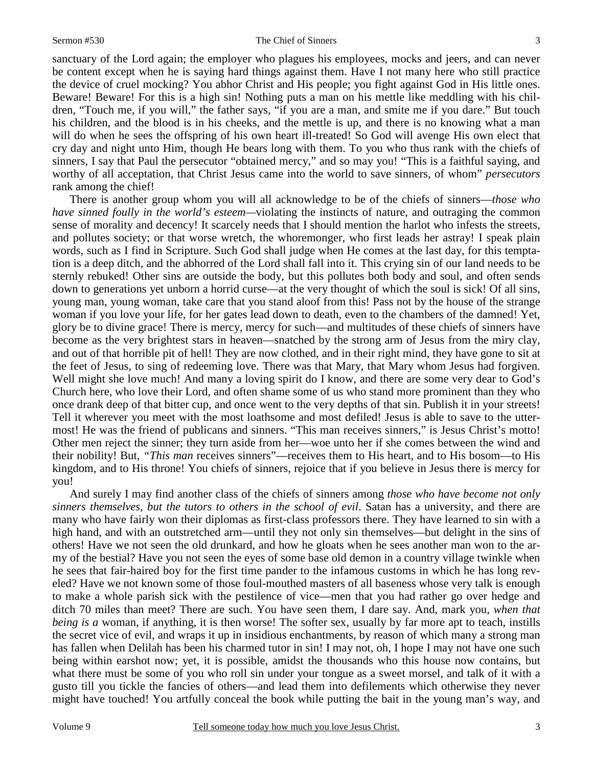sanctuary of the Lord again; the employer who plagues his employees, mocks and jeers, and can never be content except when he is saying hard things against them. Have I not many here who still practice the device of cruel mocking? You abhor Christ and His people; you fight against God in His little ones. Beware! Beware! For this is a high sin! Nothing puts a man on his mettle like meddling with his children, "Touch me, if you will," the father says, "if you are a man, and smite me if you dare." But touch his children, and the blood is in his cheeks, and the mettle is up, and there is no knowing what a man will do when he sees the offspring of his own heart ill-treated! So God will avenge His own elect that cry day and night unto Him, though He bears long with them. To you who thus rank with the chiefs of sinners, I say that Paul the persecutor "obtained mercy," and so may you! "This is a faithful saying, and worthy of all acceptation, that Christ Jesus came into the world to save sinners, of whom" *persecutors* rank among the chief!

There is another group whom you will all acknowledge to be of the chiefs of sinners—*those who have sinned foully in the world's esteem*—violating the instincts of nature, and outraging the common sense of morality and decency! It scarcely needs that I should mention the harlot who infests the streets, and pollutes society; or that worse wretch, the whoremonger, who first leads her astray! I speak plain words, such as I find in Scripture. Such God shall judge when He comes at the last day, for this temptation is a deep ditch, and the abhorred of the Lord shall fall into it. This crying sin of our land needs to be sternly rebuked! Other sins are outside the body, but this pollutes both body and soul, and often sends down to generations yet unborn a horrid curse—at the very thought of which the soul is sick! Of all sins, young man, young woman, take care that you stand aloof from this! Pass not by the house of the strange woman if you love your life, for her gates lead down to death, even to the chambers of the damned! Yet, glory be to divine grace! There is mercy, mercy for such—and multitudes of these chiefs of sinners have become as the very brightest stars in heaven—snatched by the strong arm of Jesus from the miry clay, and out of that horrible pit of hell! They are now clothed, and in their right mind, they have gone to sit at the feet of Jesus, to sing of redeeming love. There was that Mary, that Mary whom Jesus had forgiven. Well might she love much! And many a loving spirit do I know, and there are some very dear to God's Church here, who love their Lord, and often shame some of us who stand more prominent than they who once drank deep of that bitter cup, and once went to the very depths of that sin. Publish it in your streets! Tell it wherever you meet with the most loathsome and most defiled! Jesus is able to save to the uttermost! He was the friend of publicans and sinners. "This man receives sinners," is Jesus Christ's motto! Other men reject the sinner; they turn aside from her—woe unto her if she comes between the wind and their nobility! But, *"This man* receives sinners"—receives them to His heart, and to His bosom—to His kingdom, and to His throne! You chiefs of sinners, rejoice that if you believe in Jesus there is mercy for you!

And surely I may find another class of the chiefs of sinners among *those who have become not only sinners themselves, but the tutors to others in the school of evil*. Satan has a university, and there are many who have fairly won their diplomas as first-class professors there. They have learned to sin with a high hand, and with an outstretched arm—until they not only sin themselves—but delight in the sins of others! Have we not seen the old drunkard, and how he gloats when he sees another man won to the army of the bestial? Have you not seen the eyes of some base old demon in a country village twinkle when he sees that fair-haired boy for the first time pander to the infamous customs in which he has long reveled? Have we not known some of those foul-mouthed masters of all baseness whose very talk is enough to make a whole parish sick with the pestilence of vice—men that you had rather go over hedge and ditch 70 miles than meet? There are such. You have seen them, I dare say. And, mark you, *when that being is a* woman, if anything, it is then worse! The softer sex, usually by far more apt to teach, instills the secret vice of evil, and wraps it up in insidious enchantments, by reason of which many a strong man has fallen when Delilah has been his charmed tutor in sin! I may not, oh, I hope I may not have one such being within earshot now; yet, it is possible, amidst the thousands who this house now contains, but what there must be some of you who roll sin under your tongue as a sweet morsel, and talk of it with a gusto till you tickle the fancies of others—and lead them into defilements which otherwise they never might have touched! You artfully conceal the book while putting the bait in the young man's way, and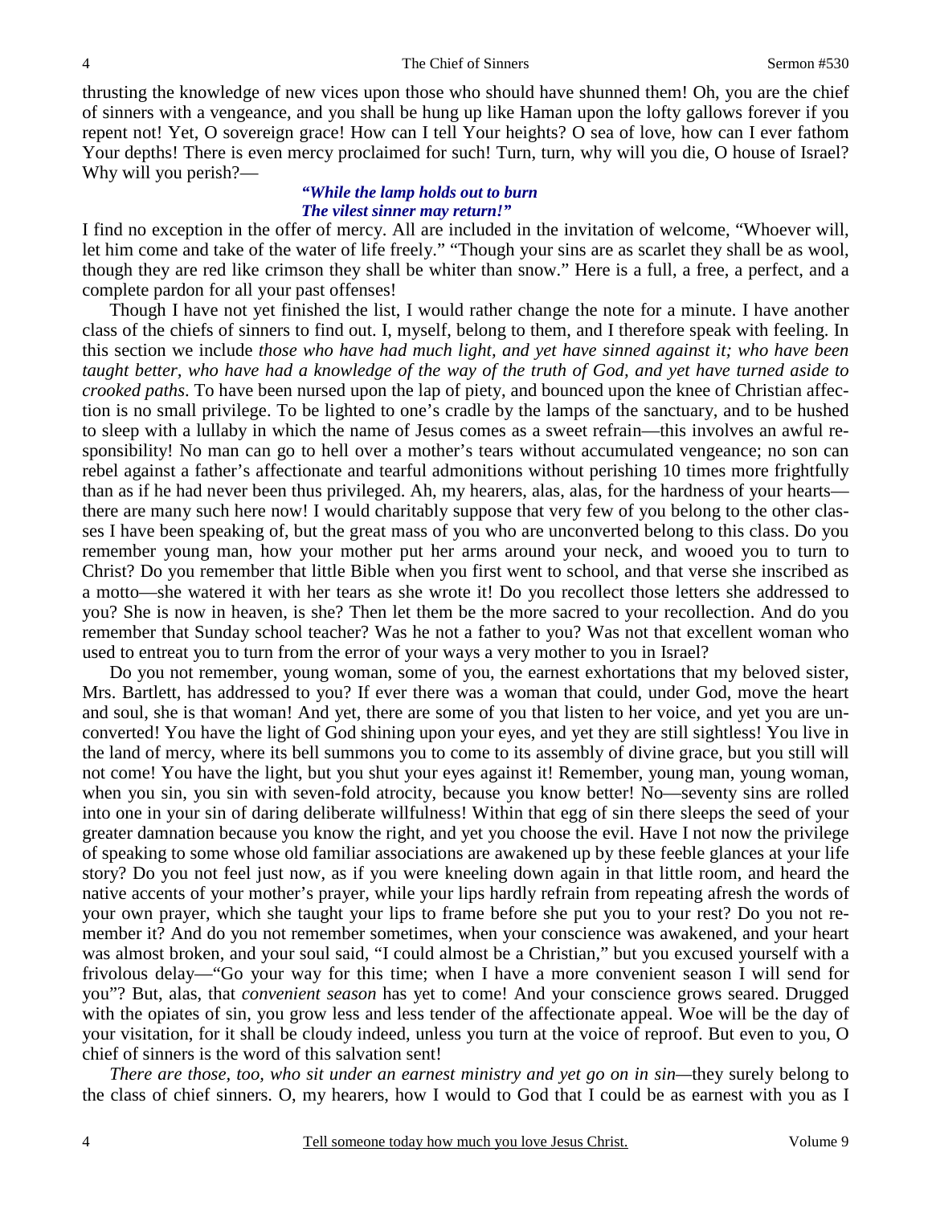thrusting the knowledge of new vices upon those who should have shunned them! Oh, you are the chief of sinners with a vengeance, and you shall be hung up like Haman upon the lofty gallows forever if you repent not! Yet, O sovereign grace! How can I tell Your heights? O sea of love, how can I ever fathom Your depths! There is even mercy proclaimed for such! Turn, turn, why will you die, O house of Israel? Why will you perish?—

> ***"While the lamp holds out to burn***
> ***The vilest sinner may return!"***

I find no exception in the offer of mercy. All are included in the invitation of welcome, "Whoever will, let him come and take of the water of life freely." "Though your sins are as scarlet they shall be as wool, though they are red like crimson they shall be whiter than snow." Here is a full, a free, a perfect, and a complete pardon for all your past offenses!

Though I have not yet finished the list, I would rather change the note for a minute. I have another class of the chiefs of sinners to find out. I, myself, belong to them, and I therefore speak with feeling. In this section we include *those who have had much light, and yet have sinned against it; who have been taught better, who have had a knowledge of the way of the truth of God, and yet have turned aside to crooked paths*. To have been nursed upon the lap of piety, and bounced upon the knee of Christian affection is no small privilege. To be lighted to one's cradle by the lamps of the sanctuary, and to be hushed to sleep with a lullaby in which the name of Jesus comes as a sweet refrain—this involves an awful responsibility! No man can go to hell over a mother's tears without accumulated vengeance; no son can rebel against a father's affectionate and tearful admonitions without perishing 10 times more frightfully than as if he had never been thus privileged. Ah, my hearers, alas, alas, for the hardness of your hearts—there are many such here now! I would charitably suppose that very few of you belong to the other classes I have been speaking of, but the great mass of you who are unconverted belong to this class. Do you remember young man, how your mother put her arms around your neck, and wooed you to turn to Christ? Do you remember that little Bible when you first went to school, and that verse she inscribed as a motto—she watered it with her tears as she wrote it! Do you recollect those letters she addressed to you? She is now in heaven, is she? Then let them be the more sacred to your recollection. And do you remember that Sunday school teacher? Was he not a father to you? Was not that excellent woman who used to entreat you to turn from the error of your ways a very mother to you in Israel?

Do you not remember, young woman, some of you, the earnest exhortations that my beloved sister, Mrs. Bartlett, has addressed to you? If ever there was a woman that could, under God, move the heart and soul, she is that woman! And yet, there are some of you that listen to her voice, and yet you are unconverted! You have the light of God shining upon your eyes, and yet they are still sightless! You live in the land of mercy, where its bell summons you to come to its assembly of divine grace, but you still will not come! You have the light, but you shut your eyes against it! Remember, young man, young woman, when you sin, you sin with seven-fold atrocity, because you know better! No—seventy sins are rolled into one in your sin of daring deliberate willfulness! Within that egg of sin there sleeps the seed of your greater damnation because you know the right, and yet you choose the evil. Have I not now the privilege of speaking to some whose old familiar associations are awakened up by these feeble glances at your life story? Do you not feel just now, as if you were kneeling down again in that little room, and heard the native accents of your mother's prayer, while your lips hardly refrain from repeating afresh the words of your own prayer, which she taught your lips to frame before she put you to your rest? Do you not remember it? And do you not remember sometimes, when your conscience was awakened, and your heart was almost broken, and your soul said, "I could almost be a Christian," but you excused yourself with a frivolous delay—"Go your way for this time; when I have a more convenient season I will send for you"? But, alas, that *convenient season* has yet to come! And your conscience grows seared. Drugged with the opiates of sin, you grow less and less tender of the affectionate appeal. Woe will be the day of your visitation, for it shall be cloudy indeed, unless you turn at the voice of reproof. But even to you, O chief of sinners is the word of this salvation sent!

*There are those, too, who sit under an earnest ministry and yet go on in sin*—they surely belong to the class of chief sinners. O, my hearers, how I would to God that I could be as earnest with you as I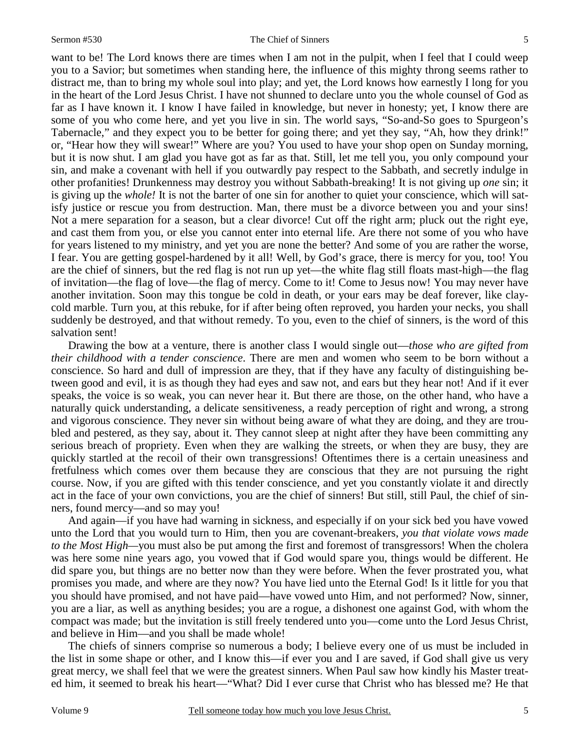want to be! The Lord knows there are times when I am not in the pulpit, when I feel that I could weep you to a Savior; but sometimes when standing here, the influence of this mighty throng seems rather to distract me, than to bring my whole soul into play; and yet, the Lord knows how earnestly I long for you in the heart of the Lord Jesus Christ. I have not shunned to declare unto you the whole counsel of God as far as I have known it. I know I have failed in knowledge, but never in honesty; yet, I know there are some of you who come here, and yet you live in sin. The world says, "So-and-So goes to Spurgeon's Tabernacle," and they expect you to be better for going there; and yet they say, "Ah, how they drink!" or, "Hear how they will swear!" Where are you? You used to have your shop open on Sunday morning, but it is now shut. I am glad you have got as far as that. Still, let me tell you, you only compound your sin, and make a covenant with hell if you outwardly pay respect to the Sabbath, and secretly indulge in other profanities! Drunkenness may destroy you without Sabbath-breaking! It is not giving up *one* sin; it is giving up the *whole!* It is not the barter of one sin for another to quiet your conscience, which will satisfy justice or rescue you from destruction. Man, there must be a divorce between you and your sins! Not a mere separation for a season, but a clear divorce! Cut off the right arm; pluck out the right eye, and cast them from you, or else you cannot enter into eternal life. Are there not some of you who have for years listened to my ministry, and yet you are none the better? And some of you are rather the worse, I fear. You are getting gospel-hardened by it all! Well, by God's grace, there is mercy for you, too! You are the chief of sinners, but the red flag is not run up yet—the white flag still floats mast-high—the flag of invitation—the flag of love—the flag of mercy. Come to it! Come to Jesus now! You may never have another invitation. Soon may this tongue be cold in death, or your ears may be deaf forever, like clay-cold marble. Turn you, at this rebuke, for if after being often reproved, you harden your necks, you shall suddenly be destroyed, and that without remedy. To you, even to the chief of sinners, is the word of this salvation sent!

Drawing the bow at a venture, there is another class I would single out—*those who are gifted from their childhood with a tender conscience*. There are men and women who seem to be born without a conscience. So hard and dull of impression are they, that if they have any faculty of distinguishing between good and evil, it is as though they had eyes and saw not, and ears but they hear not! And if it ever speaks, the voice is so weak, you can never hear it. But there are those, on the other hand, who have a naturally quick understanding, a delicate sensitiveness, a ready perception of right and wrong, a strong and vigorous conscience. They never sin without being aware of what they are doing, and they are troubled and pestered, as they say, about it. They cannot sleep at night after they have been committing any serious breach of propriety. Even when they are walking the streets, or when they are busy, they are quickly startled at the recoil of their own transgressions! Oftentimes there is a certain uneasiness and fretfulness which comes over them because they are conscious that they are not pursuing the right course. Now, if you are gifted with this tender conscience, and yet you constantly violate it and directly act in the face of your own convictions, you are the chief of sinners! But still, still Paul, the chief of sinners, found mercy—and so may you!

And again—if you have had warning in sickness, and especially if on your sick bed you have vowed unto the Lord that you would turn to Him, then you are covenant-breakers, *you that violate vows made to the Most High*—you must also be put among the first and foremost of transgressors! When the cholera was here some nine years ago, you vowed that if God would spare you, things would be different. He did spare you, but things are no better now than they were before. When the fever prostrated you, what promises you made, and where are they now? You have lied unto the Eternal God! Is it little for you that you should have promised, and not have paid—have vowed unto Him, and not performed? Now, sinner, you are a liar, as well as anything besides; you are a rogue, a dishonest one against God, with whom the compact was made; but the invitation is still freely tendered unto you—come unto the Lord Jesus Christ, and believe in Him—and you shall be made whole!

The chiefs of sinners comprise so numerous a body; I believe every one of us must be included in the list in some shape or other, and I know this—if ever you and I are saved, if God shall give us very great mercy, we shall feel that we were the greatest sinners. When Paul saw how kindly his Master treated him, it seemed to break his heart—"What? Did I ever curse that Christ who has blessed me? He that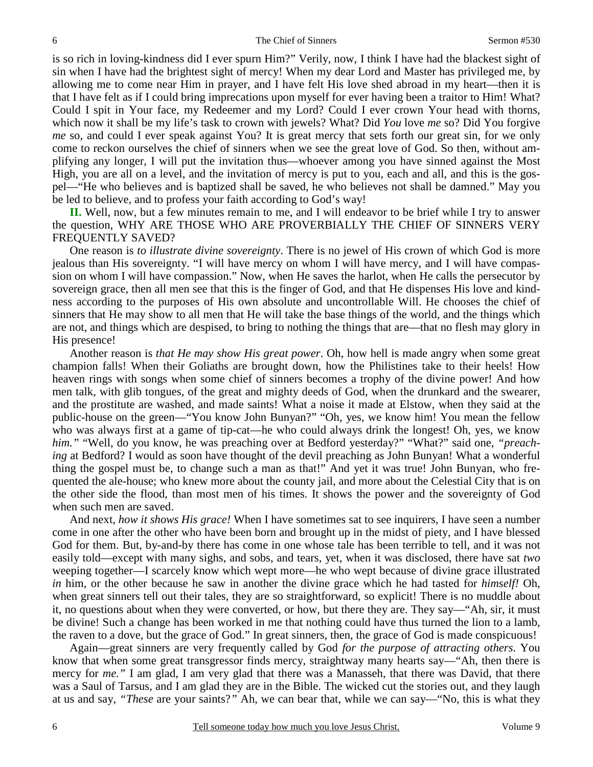is so rich in loving-kindness did I ever spurn Him?" Verily, now, I think I have had the blackest sight of sin when I have had the brightest sight of mercy! When my dear Lord and Master has privileged me, by allowing me to come near Him in prayer, and I have felt His love shed abroad in my heart—then it is that I have felt as if I could bring imprecations upon myself for ever having been a traitor to Him! What? Could I spit in Your face, my Redeemer and my Lord? Could I ever crown Your head with thorns, which now it shall be my life's task to crown with jewels? What? Did *You* love *me* so? Did You forgive *me* so, and could I ever speak against You? It is great mercy that sets forth our great sin, for we only come to reckon ourselves the chief of sinners when we see the great love of God. So then, without amplifying any longer, I will put the invitation thus—whoever among you have sinned against the Most High, you are all on a level, and the invitation of mercy is put to you, each and all, and this is the gospel—"He who believes and is baptized shall be saved, he who believes not shall be damned." May you be led to believe, and to profess your faith according to God's way!

**II.** Well, now, but a few minutes remain to me, and I will endeavor to be brief while I try to answer the question, WHY ARE THOSE WHO ARE PROVERBIALLY THE CHIEF OF SINNERS VERY FREQUENTLY SAVED?

One reason is *to illustrate divine sovereignty*. There is no jewel of His crown of which God is more jealous than His sovereignty. "I will have mercy on whom I will have mercy, and I will have compassion on whom I will have compassion." Now, when He saves the harlot, when He calls the persecutor by sovereign grace, then all men see that this is the finger of God, and that He dispenses His love and kindness according to the purposes of His own absolute and uncontrollable Will. He chooses the chief of sinners that He may show to all men that He will take the base things of the world, and the things which are not, and things which are despised, to bring to nothing the things that are—that no flesh may glory in His presence!

Another reason is *that He may show His great power*. Oh, how hell is made angry when some great champion falls! When their Goliaths are brought down, how the Philistines take to their heels! How heaven rings with songs when some chief of sinners becomes a trophy of the divine power! And how men talk, with glib tongues, of the great and mighty deeds of God, when the drunkard and the swearer, and the prostitute are washed, and made saints! What a noise it made at Elstow, when they said at the public-house on the green—"You know John Bunyan?" "Oh, yes, we know him! You mean the fellow who was always first at a game of tip-cat—he who could always drink the longest! Oh, yes, we know *him."* "Well, do you know, he was preaching over at Bedford yesterday?" "What?" said one, *"preaching* at Bedford? I would as soon have thought of the devil preaching as John Bunyan! What a wonderful thing the gospel must be, to change such a man as that!" And yet it was true! John Bunyan, who frequented the ale-house; who knew more about the county jail, and more about the Celestial City that is on the other side the flood, than most men of his times. It shows the power and the sovereignty of God when such men are saved.

And next, *how it shows His grace!* When I have sometimes sat to see inquirers, I have seen a number come in one after the other who have been born and brought up in the midst of piety, and I have blessed God for them. But, by-and-by there has come in one whose tale has been terrible to tell, and it was not easily told—except with many sighs, and sobs, and tears, yet, when it was disclosed, there have sat *two* weeping together—I scarcely know which wept more—he who wept because of divine grace illustrated *in* him, or the other because he saw in another the divine grace which he had tasted for *himself!* Oh, when great sinners tell out their tales, they are so straightforward, so explicit! There is no muddle about it, no questions about when they were converted, or how, but there they are. They say—"Ah, sir, it must be divine! Such a change has been worked in me that nothing could have thus turned the lion to a lamb, the raven to a dove, but the grace of God." In great sinners, then, the grace of God is made conspicuous!

Again—great sinners are very frequently called by God *for the purpose of attracting others*. You know that when some great transgressor finds mercy, straightway many hearts say—"Ah, then there is mercy for *me."* I am glad, I am very glad that there was a Manasseh, that there was David, that there was a Saul of Tarsus, and I am glad they are in the Bible. The wicked cut the stories out, and they laugh at us and say, *"These* are your saints?*"* Ah, we can bear that, while we can say—"No, this is what they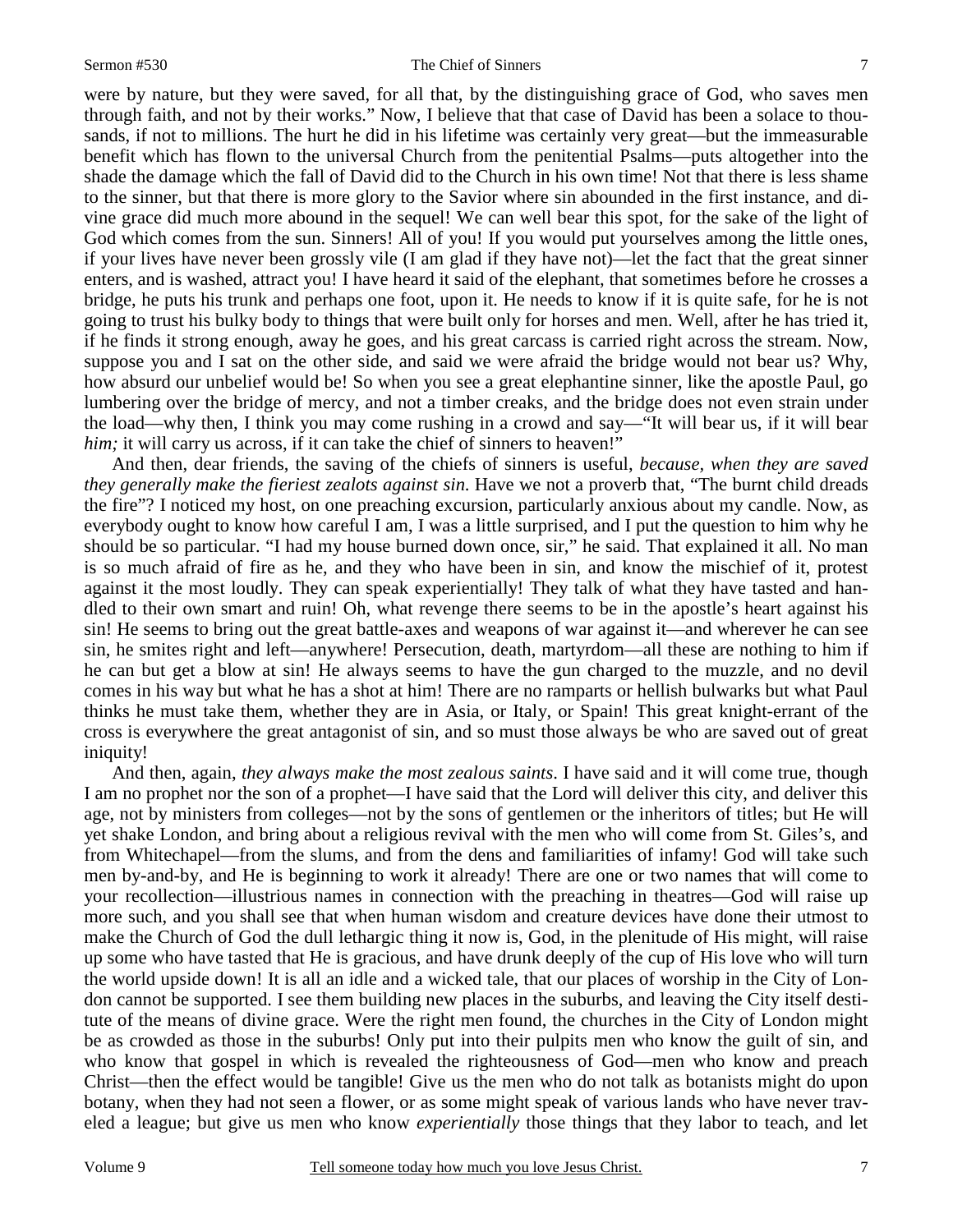were by nature, but they were saved, for all that, by the distinguishing grace of God, who saves men through faith, and not by their works." Now, I believe that that case of David has been a solace to thousands, if not to millions. The hurt he did in his lifetime was certainly very great—but the immeasurable benefit which has flown to the universal Church from the penitential Psalms—puts altogether into the shade the damage which the fall of David did to the Church in his own time! Not that there is less shame to the sinner, but that there is more glory to the Savior where sin abounded in the first instance, and divine grace did much more abound in the sequel! We can well bear this spot, for the sake of the light of God which comes from the sun. Sinners! All of you! If you would put yourselves among the little ones, if your lives have never been grossly vile (I am glad if they have not)—let the fact that the great sinner enters, and is washed, attract you! I have heard it said of the elephant, that sometimes before he crosses a bridge, he puts his trunk and perhaps one foot, upon it. He needs to know if it is quite safe, for he is not going to trust his bulky body to things that were built only for horses and men. Well, after he has tried it, if he finds it strong enough, away he goes, and his great carcass is carried right across the stream. Now, suppose you and I sat on the other side, and said we were afraid the bridge would not bear us? Why, how absurd our unbelief would be! So when you see a great elephantine sinner, like the apostle Paul, go lumbering over the bridge of mercy, and not a timber creaks, and the bridge does not even strain under the load—why then, I think you may come rushing in a crowd and say—"It will bear us, if it will bear *him;* it will carry us across, if it can take the chief of sinners to heaven!"

And then, dear friends, the saving of the chiefs of sinners is useful, *because, when they are saved they generally make the fieriest zealots against sin*. Have we not a proverb that, "The burnt child dreads the fire"? I noticed my host, on one preaching excursion, particularly anxious about my candle. Now, as everybody ought to know how careful I am, I was a little surprised, and I put the question to him why he should be so particular. "I had my house burned down once, sir," he said. That explained it all. No man is so much afraid of fire as he, and they who have been in sin, and know the mischief of it, protest against it the most loudly. They can speak experientially! They talk of what they have tasted and handled to their own smart and ruin! Oh, what revenge there seems to be in the apostle's heart against his sin! He seems to bring out the great battle-axes and weapons of war against it—and wherever he can see sin, he smites right and left—anywhere! Persecution, death, martyrdom—all these are nothing to him if he can but get a blow at sin! He always seems to have the gun charged to the muzzle, and no devil comes in his way but what he has a shot at him! There are no ramparts or hellish bulwarks but what Paul thinks he must take them, whether they are in Asia, or Italy, or Spain! This great knight-errant of the cross is everywhere the great antagonist of sin, and so must those always be who are saved out of great iniquity!

And then, again, *they always make the most zealous saints*. I have said and it will come true, though I am no prophet nor the son of a prophet—I have said that the Lord will deliver this city, and deliver this age, not by ministers from colleges—not by the sons of gentlemen or the inheritors of titles; but He will yet shake London, and bring about a religious revival with the men who will come from St. Giles's, and from Whitechapel—from the slums, and from the dens and familiarities of infamy! God will take such men by-and-by, and He is beginning to work it already! There are one or two names that will come to your recollection—illustrious names in connection with the preaching in theatres—God will raise up more such, and you shall see that when human wisdom and creature devices have done their utmost to make the Church of God the dull lethargic thing it now is, God, in the plenitude of His might, will raise up some who have tasted that He is gracious, and have drunk deeply of the cup of His love who will turn the world upside down! It is all an idle and a wicked tale, that our places of worship in the City of London cannot be supported. I see them building new places in the suburbs, and leaving the City itself destitute of the means of divine grace. Were the right men found, the churches in the City of London might be as crowded as those in the suburbs! Only put into their pulpits men who know the guilt of sin, and who know that gospel in which is revealed the righteousness of God—men who know and preach Christ—then the effect would be tangible! Give us the men who do not talk as botanists might do upon botany, when they had not seen a flower, or as some might speak of various lands who have never traveled a league; but give us men who know *experientially* those things that they labor to teach, and let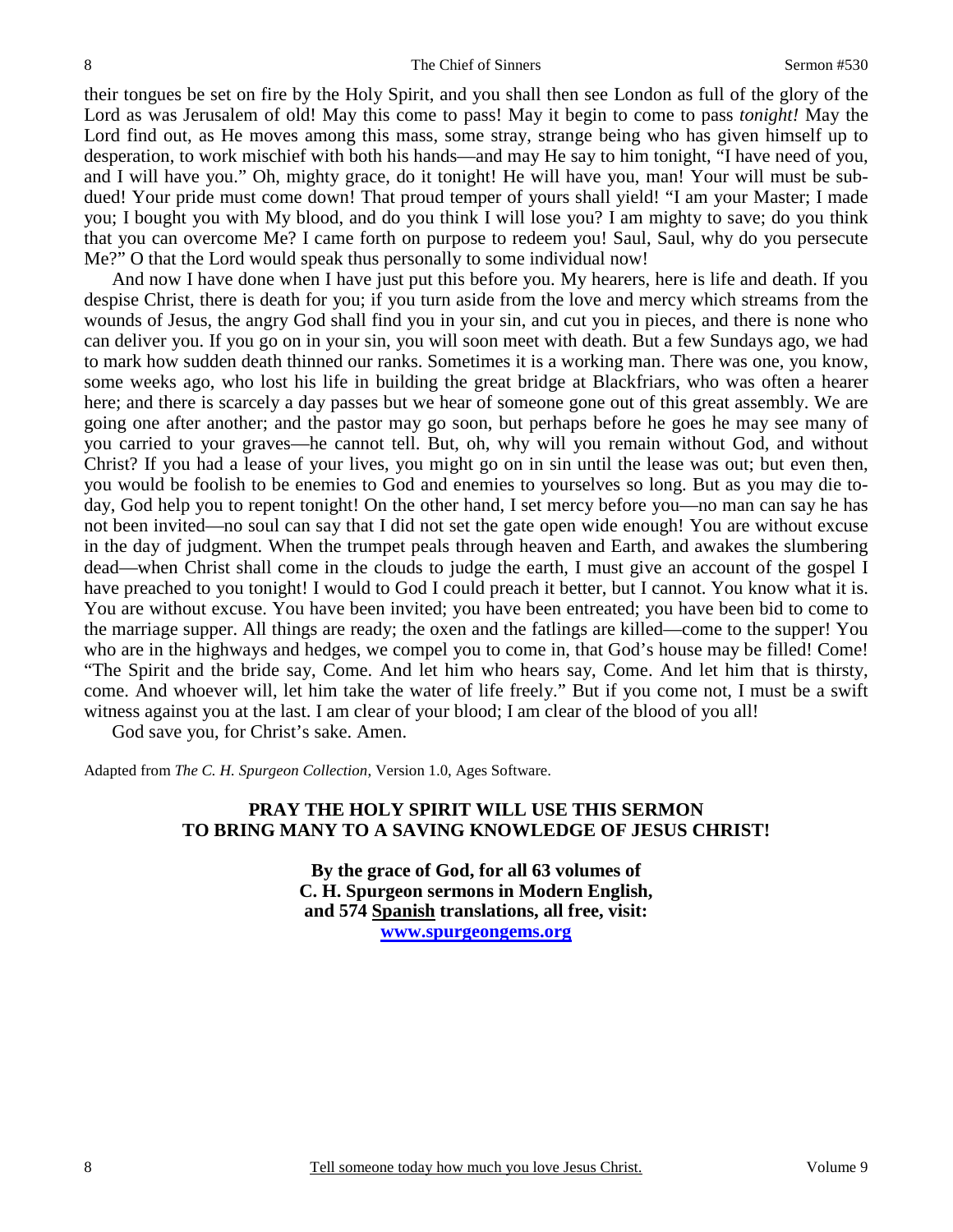their tongues be set on fire by the Holy Spirit, and you shall then see London as full of the glory of the Lord as was Jerusalem of old! May this come to pass! May it begin to come to pass *tonight!* May the Lord find out, as He moves among this mass, some stray, strange being who has given himself up to desperation, to work mischief with both his hands—and may He say to him tonight, "I have need of you, and I will have you." Oh, mighty grace, do it tonight! He will have you, man! Your will must be subdued! Your pride must come down! That proud temper of yours shall yield! "I am your Master; I made you; I bought you with My blood, and do you think I will lose you? I am mighty to save; do you think that you can overcome Me? I came forth on purpose to redeem you! Saul, Saul, why do you persecute Me?" O that the Lord would speak thus personally to some individual now!

And now I have done when I have just put this before you. My hearers, here is life and death. If you despise Christ, there is death for you; if you turn aside from the love and mercy which streams from the wounds of Jesus, the angry God shall find you in your sin, and cut you in pieces, and there is none who can deliver you. If you go on in your sin, you will soon meet with death. But a few Sundays ago, we had to mark how sudden death thinned our ranks. Sometimes it is a working man. There was one, you know, some weeks ago, who lost his life in building the great bridge at Blackfriars, who was often a hearer here; and there is scarcely a day passes but we hear of someone gone out of this great assembly. We are going one after another; and the pastor may go soon, but perhaps before he goes he may see many of you carried to your graves—he cannot tell. But, oh, why will you remain without God, and without Christ? If you had a lease of your lives, you might go on in sin until the lease was out; but even then, you would be foolish to be enemies to God and enemies to yourselves so long. But as you may die today, God help you to repent tonight! On the other hand, I set mercy before you—no man can say he has not been invited—no soul can say that I did not set the gate open wide enough! You are without excuse in the day of judgment. When the trumpet peals through heaven and Earth, and awakes the slumbering dead—when Christ shall come in the clouds to judge the earth, I must give an account of the gospel I have preached to you tonight! I would to God I could preach it better, but I cannot. You know what it is. You are without excuse. You have been invited; you have been entreated; you have been bid to come to the marriage supper. All things are ready; the oxen and the fatlings are killed—come to the supper! You who are in the highways and hedges, we compel you to come in, that God's house may be filled! Come! "The Spirit and the bride say, Come. And let him who hears say, Come. And let him that is thirsty, come. And whoever will, let him take the water of life freely." But if you come not, I must be a swift witness against you at the last. I am clear of your blood; I am clear of the blood of you all!

God save you, for Christ's sake. Amen.

Adapted from *The C. H. Spurgeon Collection,* Version 1.0, Ages Software.

**PRAY THE HOLY SPIRIT WILL USE THIS SERMON TO BRING MANY TO A SAVING KNOWLEDGE OF JESUS CHRIST!**

**By the grace of God, for all 63 volumes of C. H. Spurgeon sermons in Modern English, and 574 Spanish translations, all free, visit: www.spurgeongems.org**